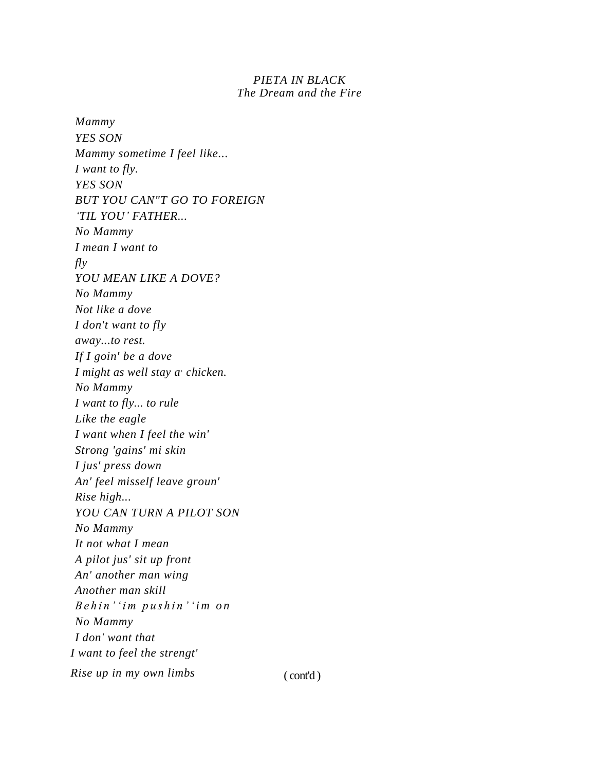*PIETA IN BLACK*
*The Dream and the Fire*

*Mammy*
*YES SON*
*Mammy sometime I feel like…*
*I want to fly.*
*YES SON*
*BUT YOU CAN"T GO TO FOREIGN*
*'TIL YOU' FATHER...*
*No Mammy*
*I mean I want to*
*fly*
*YOU MEAN LIKE A DOVE?*
*No Mammy*
*Not like a dove*
*I don't want to fly*
*away...to rest.*
*If I goin' be a dove*
*I might as well stay a' chicken.*
*No Mammy*
*I want to fly... to rule*
*Like the eagle*
*I want when I feel the win'*
*Strong 'gains' mi skin*
*I jus' press down*
*An' feel misself leave groun'*
*Rise high...*
*YOU CAN TURN A PILOT SON*
*No Mammy*
*It not what I mean*
*A pilot jus' sit up front*
*An' another man wing*
*Another man skill*
*Behin' 'im pushin' 'im on*
*No Mammy*
*I don' want that*
*I want to feel the strengt'*
*Rise up in my own limbs*

(cont'd)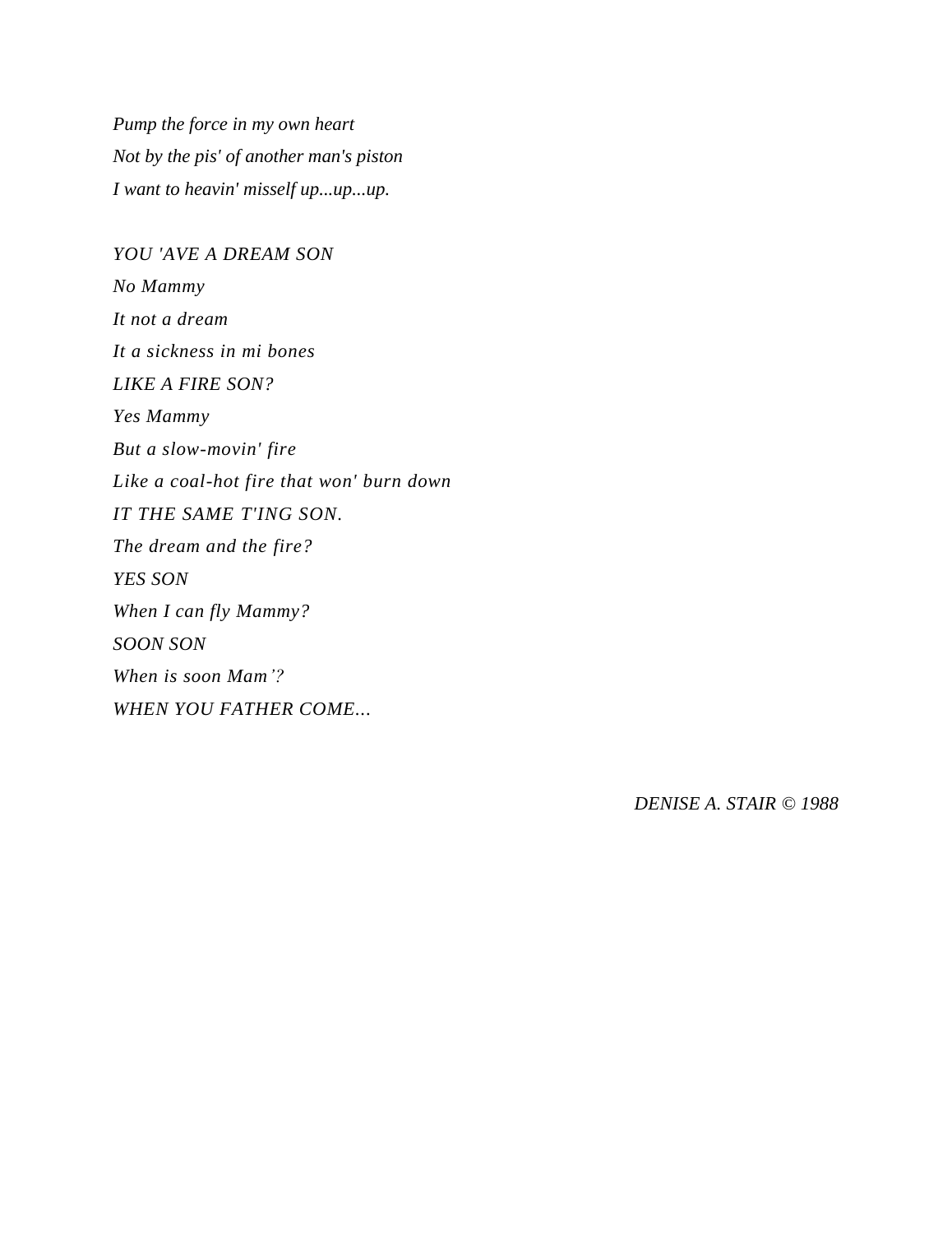*Pump the force in my own heart*  
*Not by the pis' of another man's piston*  
*I want to heavin' misself up...up...up.*

*YOU 'AVE A DREAM SON*  
*No Mammy*  
*It not a dream*  
*It a sickness in mi bones*  
*LIKE A FIRE SON?*  
*Yes Mammy*  
*But a slow-movin' fire*  
*Like a coal-hot fire that won' burn down*  
*IT THE SAME T'ING SON.*  
*The dream and the fire?*  
*YES SON*  
*When I can fly Mammy?*  
*SOON SON*  
*When is soon Mam'?*  
*WHEN YOU FATHER COME...*

*DENISE A. STAIR © 1988*